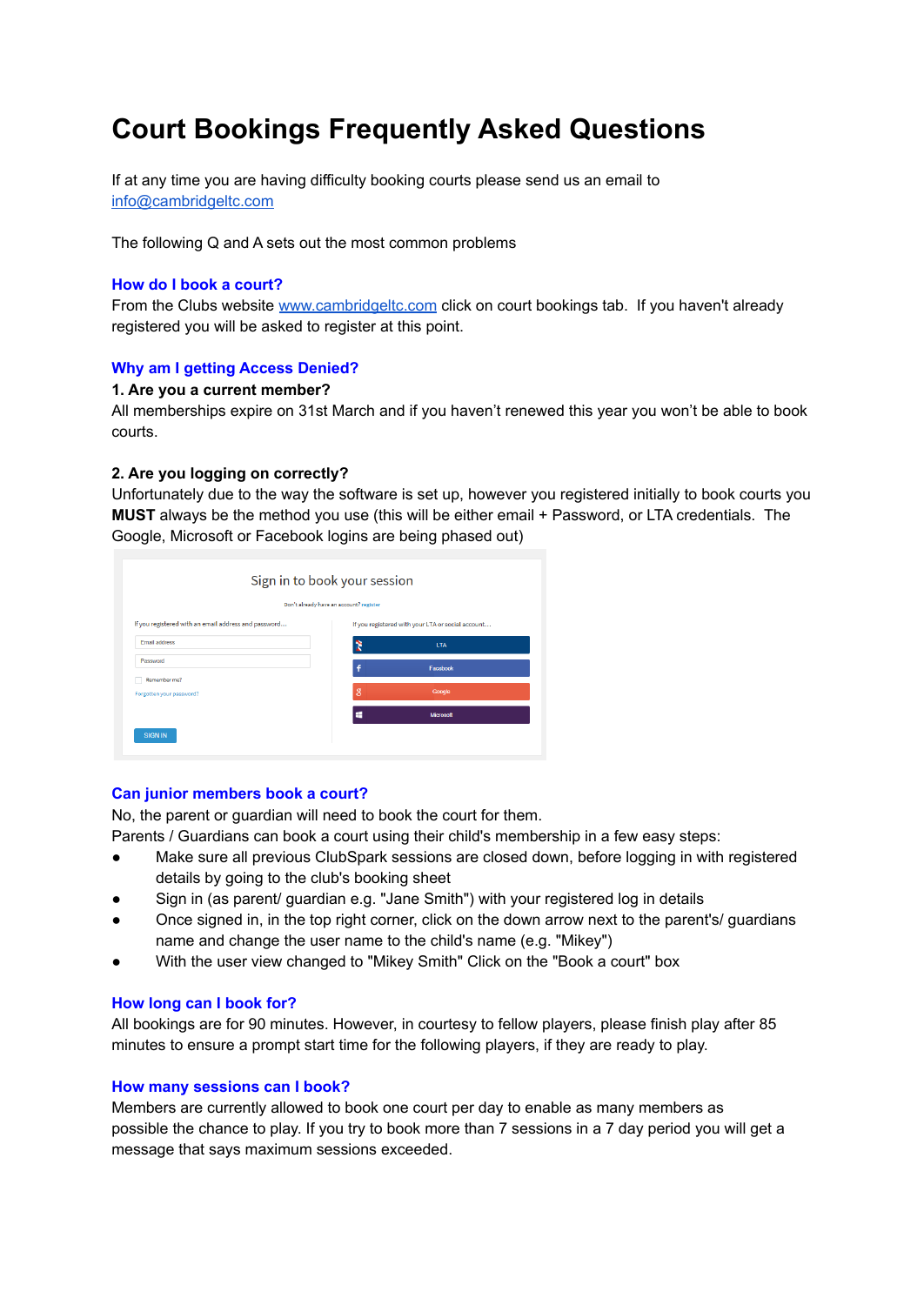# Court Bookings Frequently Asked Questions

If at any time you are having difficulty booking courts please send us an email to [info@cambridgeltc.com](mailto:info@cambridgeltc.com)

The following Q and A sets out the most common problems

### How do I book a court?

From the Clubs website [www.cambridgeltc.com](http://www.cambridgeltc.com) click on court bookings tab. If you haven't already registered you will be asked to register at this point.

### Why am I getting Access Denied?

**1. Are you a current member?**

All memberships expire on 31st March and if you haven't renewed this year you won't be able to book courts.

**2. Are you logging on correctly?**

Unfortunately due to the way the software is set up, however you registered initially to book courts you **MUST** always be the method you use (this will be either email + Password, or LTA credentials. The Google, Microsoft or Facebook logins are being phased out)

### Can junior members book a court?

No, the parent or guardian will need to book the court for them.

Parents / Guardians can book a court using their child's membership in a few easy steps:

- Make sure all previous ClubSpark sessions are closed down, before logging in with registered details by going to the club's booking sheet
- Sign in (as parent/ guardian e.g. "Jane Smith") with your registered log in details
- Once signed in, in the top right corner, click on the down arrow next to the parent's/ guardians name and change the user name to the child's name (e.g. "Mikey")
- With the user view changed to "Mikey Smith" Click on the "Book a court" box

### How long can I book for?

All bookings are for 90 minutes. However, in courtesy to fellow players, please finish play after 85 minutes to ensure a prompt start time for the following players, if they are ready to play.

### How many sessions can I book?

Members are currently allowed to book one court per day to enable as many members as possible the chance to play. If you try to book more than 7 sessions in a 7 day period you will get a message that says maximum sessions exceeded.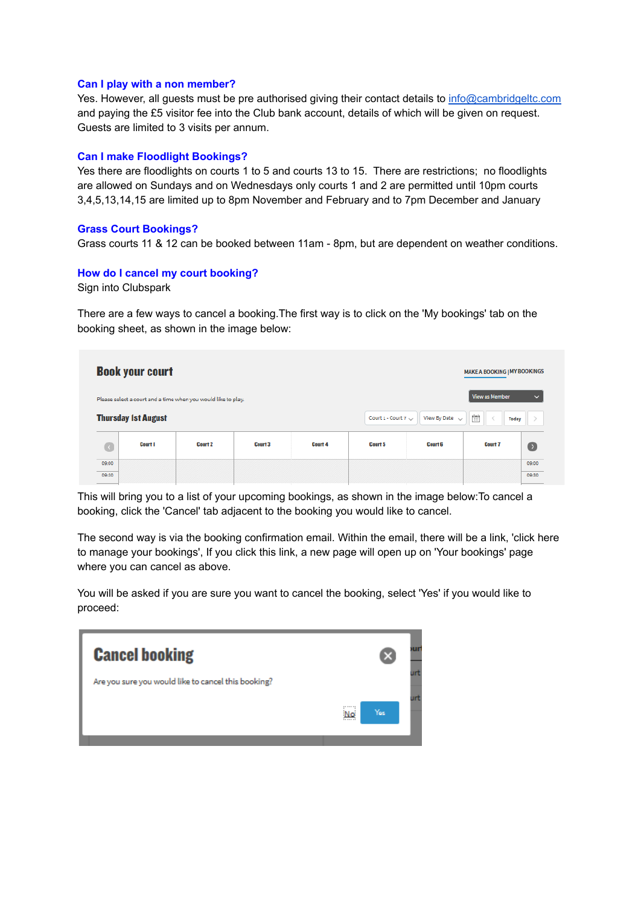### Can I play with a non member?

Yes. However, all guests must be pre authorised giving their contact details to [info@cambridgeltc.com](mailto:info@cambridgeltc.com) and paying the £5 visitor fee into the Club bank account, details of which will be given on request. Guests are limited to 3 visits per annum.

### Can I make Floodlight Bookings?

Yes there are floodlights on courts 1 to 5 and courts 13 to 15. There are restrictions; no floodlights are allowed on Sundays and on Wednesdays only courts 1 and 2 are permitted until 10pm courts 3,4,5,13,14,15 are limited up to 8pm November and February and to 7pm December and January

### Grass Court Bookings?

Grass courts 11 & 12 can be booked between 11am - 8pm, but are dependent on weather conditions.

### How do I cancel my court booking?

Sign into Clubspark

There are a few ways to cancel a booking.The first way is to click on the 'My bookings' tab on the booking sheet, as shown in the image below:

This will bring you to a list of your upcoming bookings, as shown in the image below:To cancel a booking, click the 'Cancel' tab adjacent to the booking you would like to cancel.

The second way is via the booking confirmation email. Within the email, there will be a link, 'click here to manage your bookings', If you click this link, a new page will open up on 'Your bookings' page where you can cancel as above.

You will be asked if you are sure you want to cancel the booking, select 'Yes' if you would like to proceed: